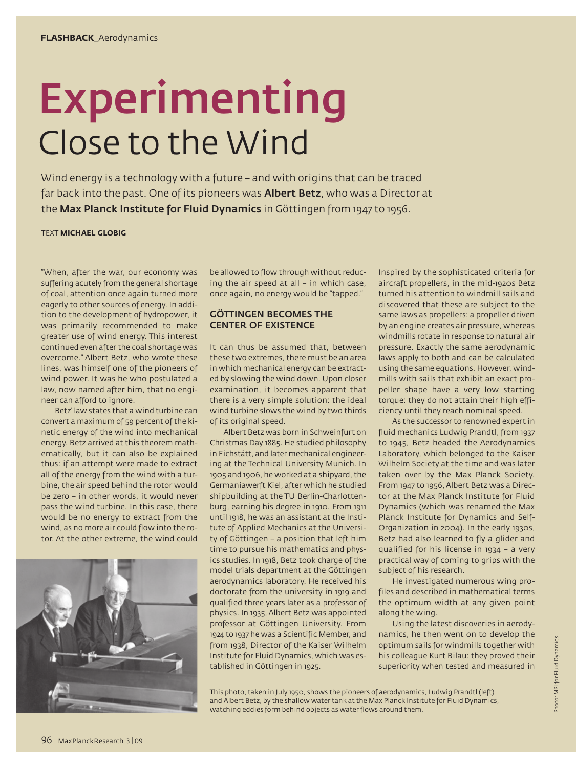# Experimenting
## Close to the Wind

Wind energy is a technology with a future – and with origins that can be traced far back into the past. One of its pioneers was **Albert Betz**, who was a Director at the **Max Planck Institute for Fluid Dynamics** in Göttingen from 1947 to 1956.

TEXT **MICHAEL GLOBIG**

"When, after the war, our economy was suffering acutely from the general shortage of coal, attention once again turned more eagerly to other sources of energy. In addition to the development of hydropower, it was primarily recommended to make greater use of wind energy. This interest continued even after the coal shortage was overcome." Albert Betz, who wrote these lines, was himself one of the pioneers of wind power. It was he who postulated a law, now named after him, that no engineer can afford to ignore.

Betz' law states that a wind turbine can convert a maximum of 59 percent of the kinetic energy of the wind into mechanical energy. Betz arrived at this theorem mathematically, but it can also be explained thus: if an attempt were made to extract all of the energy from the wind with a turbine, the air speed behind the rotor would be zero – in other words, it would never pass the wind turbine. In this case, there would be no energy to extract from the wind, as no more air could flow into the rotor. At the other extreme, the wind could be allowed to flow through without reducing the air speed at all – in which case, once again, no energy would be "tapped."

### GÖTTINGEN BECOMES THE CENTER OF EXISTENCE

It can thus be assumed that, between these two extremes, there must be an area in which mechanical energy can be extracted by slowing the wind down. Upon closer examination, it becomes apparent that there is a very simple solution: the ideal wind turbine slows the wind by two thirds of its original speed.

Albert Betz was born in Schweinfurt on Christmas Day 1885. He studied philosophy in Eichstätt, and later mechanical engineering at the Technical University Munich. In 1905 and 1906, he worked at a shipyard, the Germaniawerft Kiel, after which he studied shipbuilding at the TU Berlin-Charlottenburg, earning his degree in 1910. From 1911 until 1918, he was an assistant at the Institute of Applied Mechanics at the University of Göttingen – a position that left him time to pursue his mathematics and physics studies. In 1918, Betz took charge of the model trials department at the Göttingen aerodynamics laboratory. He received his doctorate from the university in 1919 and qualified three years later as a professor of physics. In 1935, Albert Betz was appointed professor at Göttingen University. From 1924 to 1937 he was a Scientific Member, and from 1938, Director of the Kaiser Wilhelm Institute for Fluid Dynamics, which was established in Göttingen in 1925.

Inspired by the sophisticated criteria for aircraft propellers, in the mid-1920s Betz turned his attention to windmill sails and discovered that these are subject to the same laws as propellers: a propeller driven by an engine creates air pressure, whereas windmills rotate in response to natural air pressure. Exactly the same aerodynamic laws apply to both and can be calculated using the same equations. However, windmills with sails that exhibit an exact propeller shape have a very low starting torque: they do not attain their high efficiency until they reach nominal speed.

As the successor to renowned expert in fluid mechanics Ludwig Prandtl, from 1937 to 1945, Betz headed the Aerodynamics Laboratory, which belonged to the Kaiser Wilhelm Society at the time and was later taken over by the Max Planck Society. From 1947 to 1956, Albert Betz was a Director at the Max Planck Institute for Fluid Dynamics (which was renamed the Max Planck Institute for Dynamics and Self-Organization in 2004). In the early 1930s, Betz had also learned to fly a glider and qualified for his license in 1934 – a very practical way of coming to grips with the subject of his research.

He investigated numerous wing profiles and described in mathematical terms the optimum width at any given point along the wing.

Using the latest discoveries in aerodynamics, he then went on to develop the optimum sails for windmills together with his colleague Kurt Bilau: they proved their superiority when tested and measured in

This photo, taken in July 1950, shows the pioneers of aerodynamics, Ludwig Prandtl (left) and Albert Betz, by the shallow water tank at the Max Planck Institute for Fluid Dynamics, watching eddies form behind objects as water flows around them.

Photo: MPI for Fluid Dynamics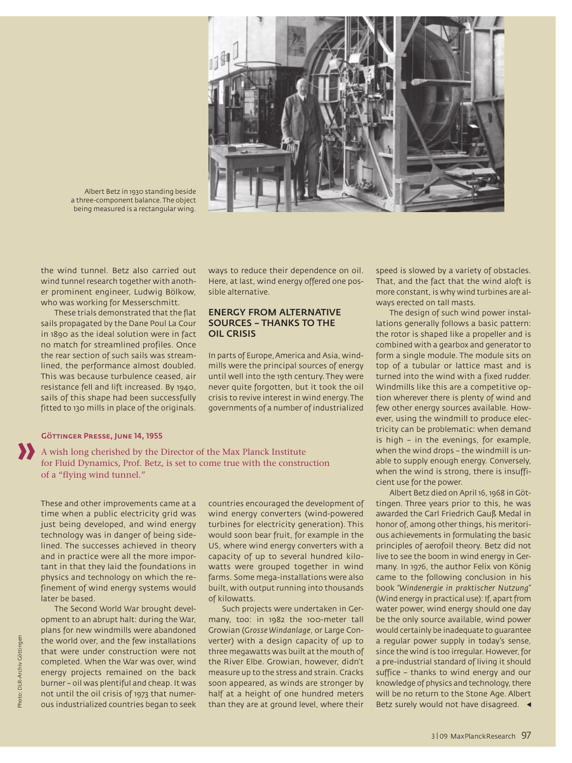Albert Betz in 1930 standing beside a three-component balance. The object being measured is a rectangular wing.

the wind tunnel. Betz also carried out wind tunnel research together with another prominent engineer, Ludwig Bölkow, who was working for Messerschmitt.

These trials demonstrated that the flat sails propagated by the Dane Poul La Cour in 1890 as the ideal solution were in fact no match for streamlined profiles. Once the rear section of such sails was streamlined, the performance almost doubled. This was because turbulence ceased, air resistance fell and lift increased. By 1940, sails of this shape had been successfully fitted to 130 mills in place of the originals.

**Göttinger Presse, June 14, 1955**

> A wish long cherished by the Director of the Max Planck Institute for Fluid Dynamics, Prof. Betz, is set to come true with the construction of a "flying wind tunnel."

These and other improvements came at a time when a public electricity grid was just being developed, and wind energy technology was in danger of being sidelined. The successes achieved in theory and in practice were all the more important in that they laid the foundations in physics and technology on which the refinement of wind energy systems would later be based.

The Second World War brought development to an abrupt halt: during the War, plans for new windmills were abandoned the world over, and the few installations that were under construction were not completed. When the War was over, wind energy projects remained on the back burner – oil was plentiful and cheap. It was not until the oil crisis of 1973 that numerous industrialized countries began to seek ways to reduce their dependence on oil. Here, at last, wind energy offered one possible alternative.

## ENERGY FROM ALTERNATIVE SOURCES – THANKS TO THE OIL CRISIS

In parts of Europe, America and Asia, windmills were the principal sources of energy until well into the 19th century. They were never quite forgotten, but it took the oil crisis to revive interest in wind energy. The governments of a number of industrialized countries encouraged the development of wind energy converters (wind-powered turbines for electricity generation). This would soon bear fruit, for example in the US, where wind energy converters with a capacity of up to several hundred kilowatts were grouped together in wind farms. Some mega-installations were also built, with output running into thousands of kilowatts.

Such projects were undertaken in Germany, too: in 1982 the 100-meter tall Growian (*Grosse Windanlage*, or Large Converter) with a design capacity of up to three megawatts was built at the mouth of the River Elbe. Growian, however, didn't measure up to the stress and strain. Cracks soon appeared, as winds are stronger by half at a height of one hundred meters than they are at ground level, where their speed is slowed by a variety of obstacles. That, and the fact that the wind aloft is more constant, is why wind turbines are always erected on tall masts.

The design of such wind power installations generally follows a basic pattern: the rotor is shaped like a propeller and is combined with a gearbox and generator to form a single module. The module sits on top of a tubular or lattice mast and is turned into the wind with a fixed rudder. Windmills like this are a competitive option wherever there is plenty of wind and few other energy sources available. However, using the windmill to produce electricity can be problematic: when demand is high – in the evenings, for example, when the wind drops – the windmill is unable to supply enough energy. Conversely, when the wind is strong, there is insufficient use for the power.

Albert Betz died on April 16, 1968 in Göttingen. Three years prior to this, he was awarded the Carl Friedrich Gauß Medal in honor of, among other things, his meritorious achievements in formulating the basic principles of aerofoil theory. Betz did not live to see the boom in wind energy in Germany. In 1976, the author Felix von König came to the following conclusion in his book "*Windenergie in praktischer Nutzung*" (Wind energy in practical use): If, apart from water power, wind energy should one day be the only source available, wind power would certainly be inadequate to guarantee a regular power supply in today's sense, since the wind is too irregular. However, for a pre-industrial standard of living it should suffice – thanks to wind energy and our knowledge of physics and technology, there will be no return to the Stone Age. Albert Betz surely would not have disagreed. ◄

Photo: DLR-Archiv Göttingen